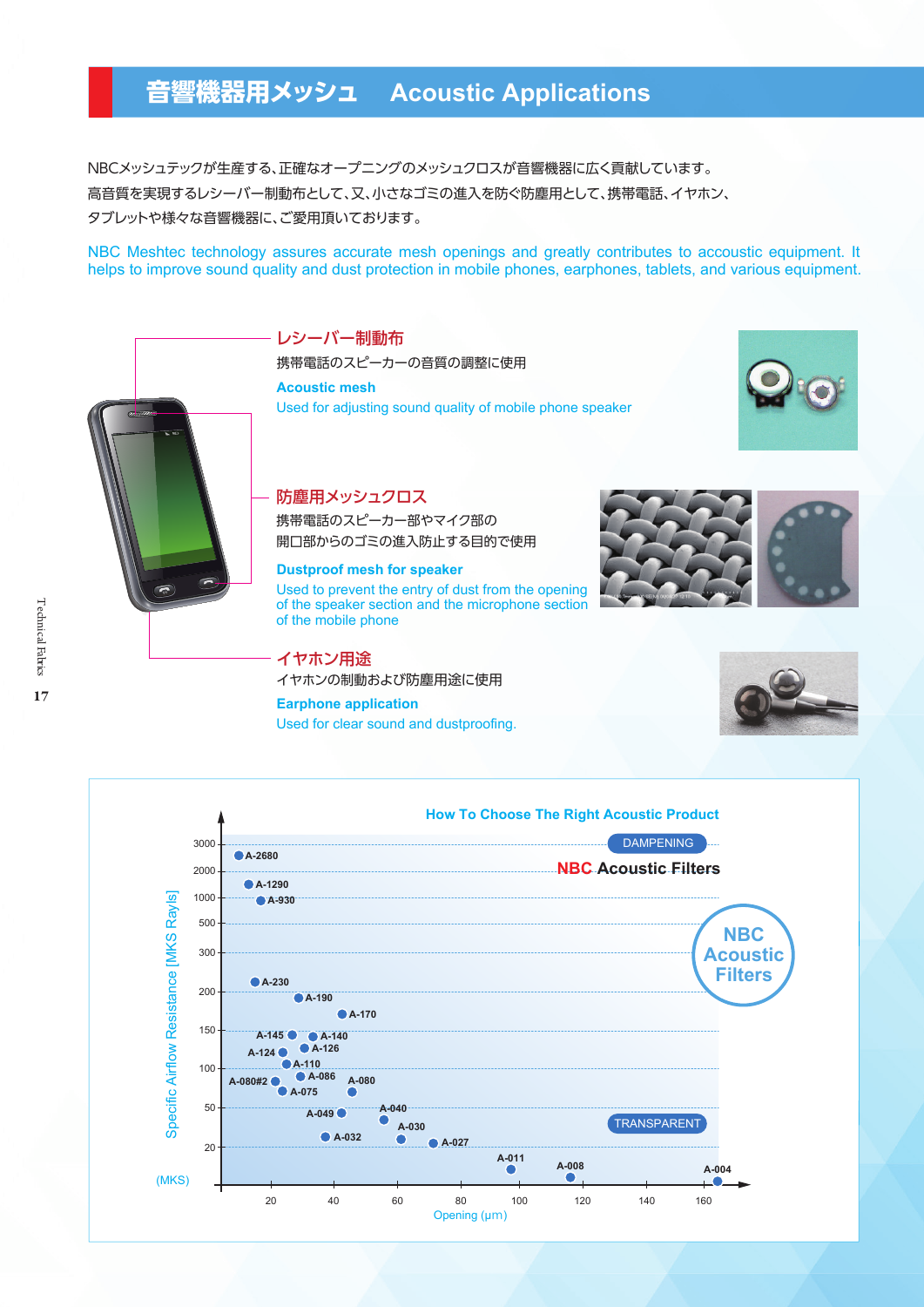# 音響機器用メッシュ　Acoustic Applications

NBCメッシュテックが生産する､正確なオープニングのメッシュクロスが音響機器に広く貢献しています。
高音質を実現するレシーバー制動布として､又､小さなゴミの進入を防ぐ防塵用として､携帯電話､イヤホン､
タブレットや様々な音響機器に､ご愛用頂いております。

NBC Meshtec technology assures accurate mesh openings and greatly contributes to accoustic equipment. It helps to improve sound quality and dust protection in mobile phones, earphones, tablets, and various equipment.

## レシーバー制動布

携帯電話のスピーカーの音質の調整に使用

**Acoustic mesh**

Used for adjusting sound quality of mobile phone speaker

## 防塵用メッシュクロス

携帯電話のスピーカー部やマイク部の
開口部からのゴミの進入防止する目的で使用

**Dustproof mesh for speaker**

Used to prevent the entry of dust from the opening of the speaker section and the microphone section of the mobile phone

## イヤホン用途

イヤホンの制動および防塵用途に使用

**Earphone application**

Used for clear sound and dustproofing.

## How To Choose The Right Acoustic Product

**NBC Acoustic Filters**

Chart: Specific Airflow Resistance [MKS Rayls] (MKS) vs. Opening (μm). DAMPENING (top) to TRANSPARENT (bottom).

| Product | Opening (μm, approx.) | Specific Airflow Resistance [MKS Rayls] (approx.) |
|---|---|---|
| A-2680 | 5 | 3000 |
| A-1290 | 8 | 1000–2000 |
| A-930 | 12 | 1000 |
| A-230 | 10 | 200 |
| A-190 | 25 | 190 |
| A-170 | 38 | 170 |
| A-145 | 26 | 145 |
| A-140 | 33 | 140 |
| A-126 | 30 | 126 |
| A-124 | 23 | 124 |
| A-110 | 24 | 110 |
| A-086 | 28 | 86 |
| A-080#2 | 20 | 80 |
| A-080 | 42 | 80 |
| A-075 | 22 | 75 |
| A-049 | 42 | 49 |
| A-040 | 55 | 40 |
| A-032 | 37 | 32 |
| A-030 | 60 | 30 |
| A-027 | 70 | 27 |
| A-011 | 98 | 11 |
| A-008 | 116 | 8 |
| A-004 | 160 | 4 |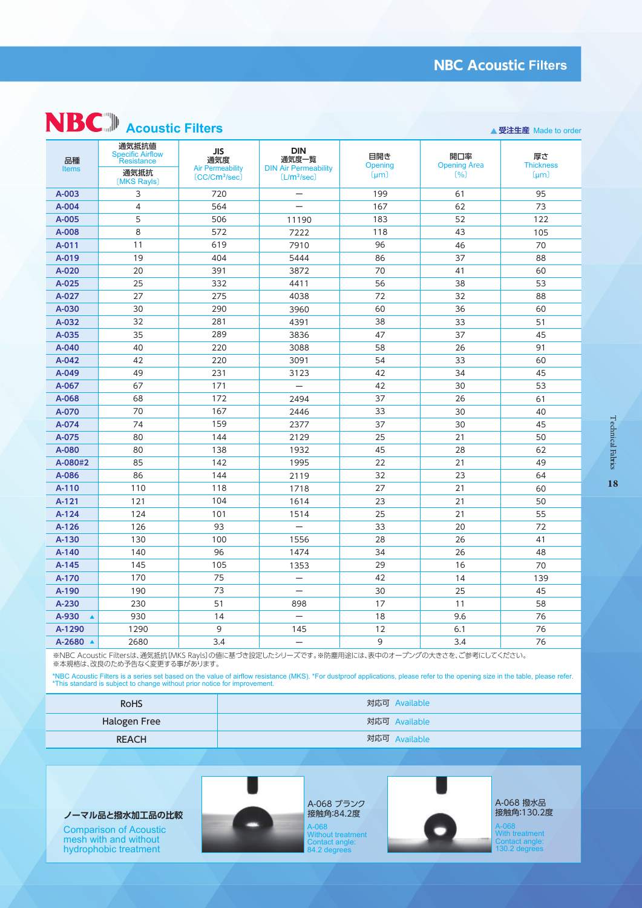# NBC Acoustic Filters

▲受注生産 Made to order

| 品種 Items | 通気抵抗値 Specific Airflow Resistance 通気抵抗〔MKS Rayls〕 | JIS 通気度 Air Permeability〔CC/Cm²/sec〕 | DIN 通気度一覧 DIN Air Permeability〔L/m²/sec〕 | 目開き Opening〔μm〕 | 開口率 Opening Area〔%〕 | 厚さ Thickness〔μm〕 |
|---|---|---|---|---|---|---|
| A-003 | 3 | 720 | ― | 199 | 61 | 95 |
| A-004 | 4 | 564 | ― | 167 | 62 | 73 |
| A-005 | 5 | 506 | 11190 | 183 | 52 | 122 |
| A-008 | 8 | 572 | 7222 | 118 | 43 | 105 |
| A-011 | 11 | 619 | 7910 | 96 | 46 | 70 |
| A-019 | 19 | 404 | 5444 | 86 | 37 | 88 |
| A-020 | 20 | 391 | 3872 | 70 | 41 | 60 |
| A-025 | 25 | 332 | 4411 | 56 | 38 | 53 |
| A-027 | 27 | 275 | 4038 | 72 | 32 | 88 |
| A-030 | 30 | 290 | 3960 | 60 | 36 | 60 |
| A-032 | 32 | 281 | 4391 | 38 | 33 | 51 |
| A-035 | 35 | 289 | 3836 | 47 | 37 | 45 |
| A-040 | 40 | 220 | 3088 | 58 | 26 | 91 |
| A-042 | 42 | 220 | 3091 | 54 | 33 | 60 |
| A-049 | 49 | 231 | 3123 | 42 | 34 | 45 |
| A-067 | 67 | 171 | ― | 42 | 30 | 53 |
| A-068 | 68 | 172 | 2494 | 37 | 26 | 61 |
| A-070 | 70 | 167 | 2446 | 33 | 30 | 40 |
| A-074 | 74 | 159 | 2377 | 37 | 30 | 45 |
| A-075 | 80 | 144 | 2129 | 25 | 21 | 50 |
| A-080 | 80 | 138 | 1932 | 45 | 28 | 62 |
| A-080#2 | 85 | 142 | 1995 | 22 | 21 | 49 |
| A-086 | 86 | 144 | 2119 | 32 | 23 | 64 |
| A-110 | 110 | 118 | 1718 | 27 | 21 | 60 |
| A-121 | 121 | 104 | 1614 | 23 | 21 | 50 |
| A-124 | 124 | 101 | 1514 | 25 | 21 | 55 |
| A-126 | 126 | 93 | ― | 33 | 20 | 72 |
| A-130 | 130 | 100 | 1556 | 28 | 26 | 41 |
| A-140 | 140 | 96 | 1474 | 34 | 26 | 48 |
| A-145 | 145 | 105 | 1353 | 29 | 16 | 70 |
| A-170 | 170 | 75 | ― | 42 | 14 | 139 |
| A-190 | 190 | 73 | ― | 30 | 25 | 45 |
| A-230 | 230 | 51 | 898 | 17 | 11 | 58 |
| A-930 ▲ | 930 | 14 | ― | 18 | 9.6 | 76 |
| A-1290 | 1290 | 9 | 145 | 12 | 6.1 | 76 |
| A-2680 ▲ | 2680 | 3.4 | ― | 9 | 3.4 | 76 |

※NBC Acoustic Filtersは、通気抵抗[MKS Rayls]の値に基づき設定したシリーズです。※防塵用途には、表中のオープニングの大きさを、ご参考にしてください。
※本規格は、改良のため予告なく変更する事があります。

*NBC Acoustic Filters is a series set based on the value of airflow resistance (MKS). *For dustproof applications, please refer to the opening size in the table, please refer.
*This standard is subject to change without prior notice for improvement.

| | |
|---|---|
| RoHS | 対応可 Available |
| Halogen Free | 対応可 Available |
| REACH | 対応可 Available |

## ノーマル品と撥水加工品の比較
Comparison of Acoustic mesh with and without hydrophobic treatment

A-068 ブランク
接触角:84.2度
A-068
Without treatment
Contact angle:
84.2 degrees

A-068 撥水品
接触角:130.2度
A-068
With treatment
Contact angle:
130.2 degrees